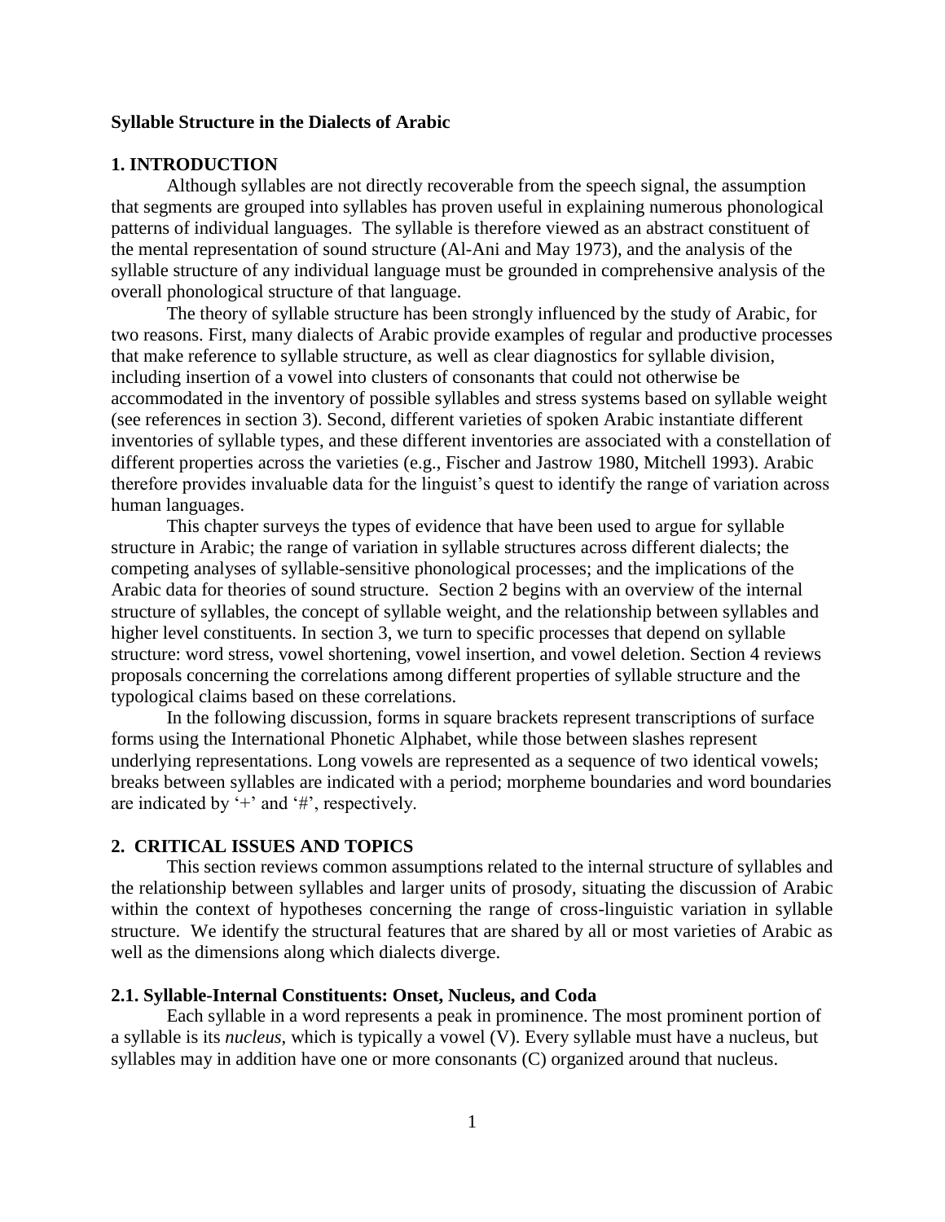**Syllable Structure in the Dialects of Arabic**

## 1. INTRODUCTION

Although syllables are not directly recoverable from the speech signal, the assumption that segments are grouped into syllables has proven useful in explaining numerous phonological patterns of individual languages. The syllable is therefore viewed as an abstract constituent of the mental representation of sound structure (Al-Ani and May 1973), and the analysis of the syllable structure of any individual language must be grounded in comprehensive analysis of the overall phonological structure of that language.

The theory of syllable structure has been strongly influenced by the study of Arabic, for two reasons. First, many dialects of Arabic provide examples of regular and productive processes that make reference to syllable structure, as well as clear diagnostics for syllable division, including insertion of a vowel into clusters of consonants that could not otherwise be accommodated in the inventory of possible syllables and stress systems based on syllable weight (see references in section 3). Second, different varieties of spoken Arabic instantiate different inventories of syllable types, and these different inventories are associated with a constellation of different properties across the varieties (e.g., Fischer and Jastrow 1980, Mitchell 1993). Arabic therefore provides invaluable data for the linguist's quest to identify the range of variation across human languages.

This chapter surveys the types of evidence that have been used to argue for syllable structure in Arabic; the range of variation in syllable structures across different dialects; the competing analyses of syllable-sensitive phonological processes; and the implications of the Arabic data for theories of sound structure. Section 2 begins with an overview of the internal structure of syllables, the concept of syllable weight, and the relationship between syllables and higher level constituents. In section 3, we turn to specific processes that depend on syllable structure: word stress, vowel shortening, vowel insertion, and vowel deletion. Section 4 reviews proposals concerning the correlations among different properties of syllable structure and the typological claims based on these correlations.

In the following discussion, forms in square brackets represent transcriptions of surface forms using the International Phonetic Alphabet, while those between slashes represent underlying representations. Long vowels are represented as a sequence of two identical vowels; breaks between syllables are indicated with a period; morpheme boundaries and word boundaries are indicated by '+' and '#', respectively.

## 2. CRITICAL ISSUES AND TOPICS

This section reviews common assumptions related to the internal structure of syllables and the relationship between syllables and larger units of prosody, situating the discussion of Arabic within the context of hypotheses concerning the range of cross-linguistic variation in syllable structure. We identify the structural features that are shared by all or most varieties of Arabic as well as the dimensions along which dialects diverge.

### 2.1. Syllable-Internal Constituents: Onset, Nucleus, and Coda

Each syllable in a word represents a peak in prominence. The most prominent portion of a syllable is its *nucleus*, which is typically a vowel (V). Every syllable must have a nucleus, but syllables may in addition have one or more consonants (C) organized around that nucleus.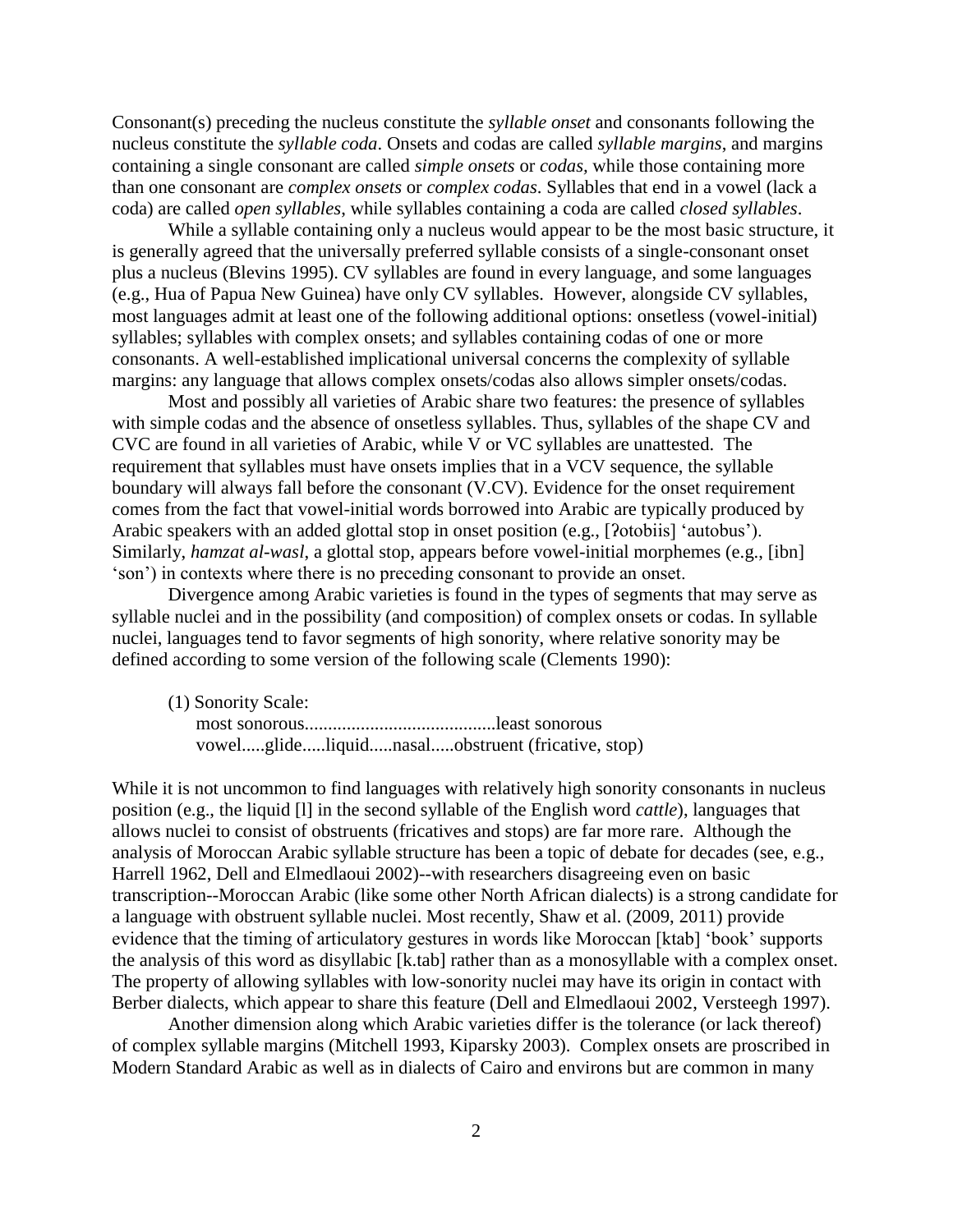Consonant(s) preceding the nucleus constitute the *syllable onset* and consonants following the nucleus constitute the *syllable coda*. Onsets and codas are called *syllable margins*, and margins containing a single consonant are called *simple onsets* or *codas*, while those containing more than one consonant are *complex onsets* or *complex codas*. Syllables that end in a vowel (lack a coda) are called *open syllables*, while syllables containing a coda are called *closed syllables*.

While a syllable containing only a nucleus would appear to be the most basic structure, it is generally agreed that the universally preferred syllable consists of a single-consonant onset plus a nucleus (Blevins 1995). CV syllables are found in every language, and some languages (e.g., Hua of Papua New Guinea) have only CV syllables. However, alongside CV syllables, most languages admit at least one of the following additional options: onsetless (vowel-initial) syllables; syllables with complex onsets; and syllables containing codas of one or more consonants. A well-established implicational universal concerns the complexity of syllable margins: any language that allows complex onsets/codas also allows simpler onsets/codas.

Most and possibly all varieties of Arabic share two features: the presence of syllables with simple codas and the absence of onsetless syllables. Thus, syllables of the shape CV and CVC are found in all varieties of Arabic, while V or VC syllables are unattested. The requirement that syllables must have onsets implies that in a VCV sequence, the syllable boundary will always fall before the consonant (V.CV). Evidence for the onset requirement comes from the fact that vowel-initial words borrowed into Arabic are typically produced by Arabic speakers with an added glottal stop in onset position (e.g., [ʔotobiis] 'autobus'). Similarly, *hamzat al-wasl*, a glottal stop, appears before vowel-initial morphemes (e.g., [ibn] 'son') in contexts where there is no preceding consonant to provide an onset.

Divergence among Arabic varieties is found in the types of segments that may serve as syllable nuclei and in the possibility (and composition) of complex onsets or codas. In syllable nuclei, languages tend to favor segments of high sonority, where relative sonority may be defined according to some version of the following scale (Clements 1990):

(1) Sonority Scale:
most sonorous.........................................least sonorous
vowel.....glide.....liquid.....nasal.....obstruent (fricative, stop)

While it is not uncommon to find languages with relatively high sonority consonants in nucleus position (e.g., the liquid [l] in the second syllable of the English word *cattle*), languages that allows nuclei to consist of obstruents (fricatives and stops) are far more rare. Although the analysis of Moroccan Arabic syllable structure has been a topic of debate for decades (see, e.g., Harrell 1962, Dell and Elmedlaoui 2002)--with researchers disagreeing even on basic transcription--Moroccan Arabic (like some other North African dialects) is a strong candidate for a language with obstruent syllable nuclei. Most recently, Shaw et al. (2009, 2011) provide evidence that the timing of articulatory gestures in words like Moroccan [ktab] 'book' supports the analysis of this word as disyllabic [k.tab] rather than as a monosyllable with a complex onset. The property of allowing syllables with low-sonority nuclei may have its origin in contact with Berber dialects, which appear to share this feature (Dell and Elmedlaoui 2002, Versteegh 1997).

Another dimension along which Arabic varieties differ is the tolerance (or lack thereof) of complex syllable margins (Mitchell 1993, Kiparsky 2003). Complex onsets are proscribed in Modern Standard Arabic as well as in dialects of Cairo and environs but are common in many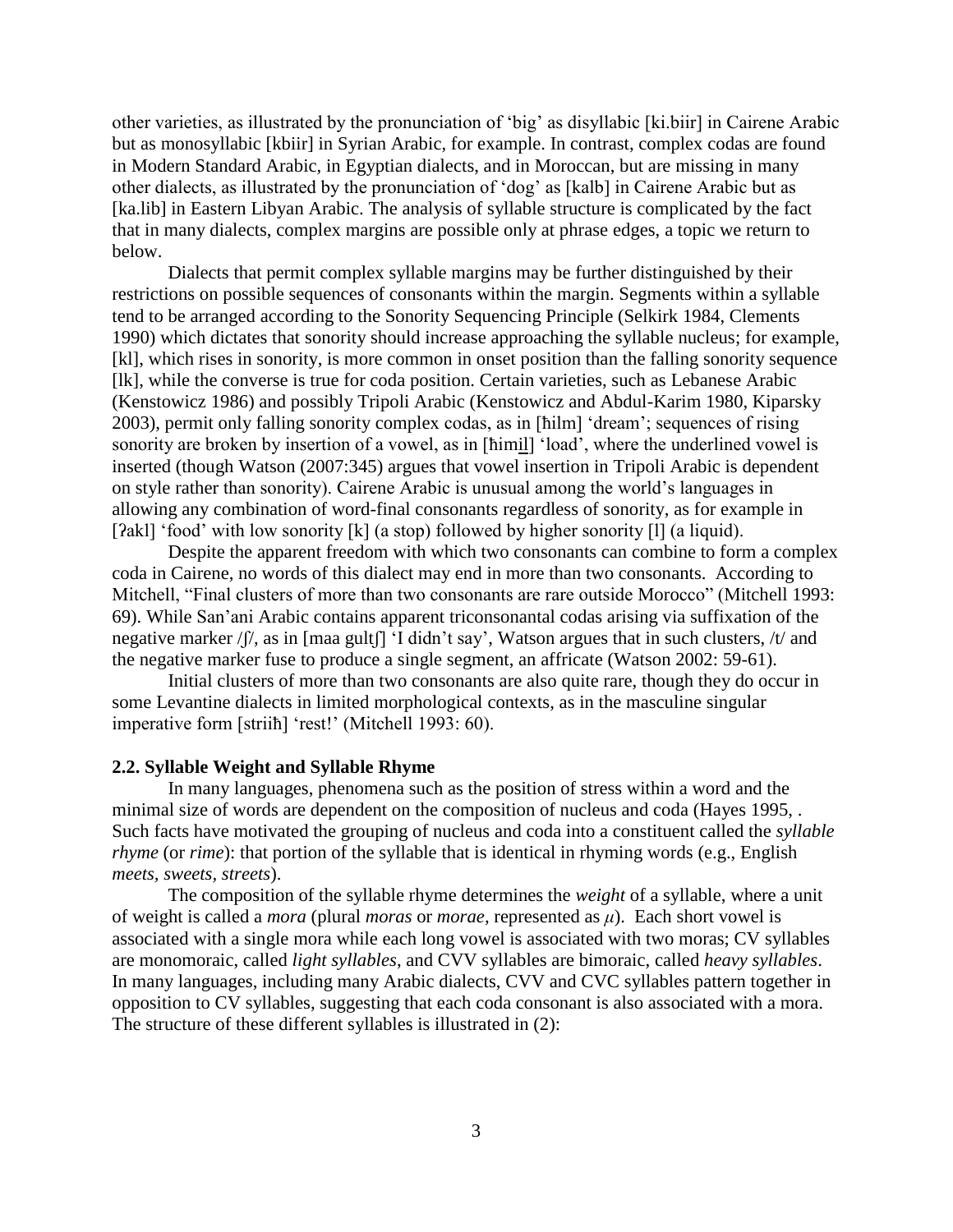other varieties, as illustrated by the pronunciation of 'big' as disyllabic [ki.biir] in Cairene Arabic but as monosyllabic [kbiir] in Syrian Arabic, for example. In contrast, complex codas are found in Modern Standard Arabic, in Egyptian dialects, and in Moroccan, but are missing in many other dialects, as illustrated by the pronunciation of 'dog' as [kalb] in Cairene Arabic but as [ka.lib] in Eastern Libyan Arabic. The analysis of syllable structure is complicated by the fact that in many dialects, complex margins are possible only at phrase edges, a topic we return to below.

Dialects that permit complex syllable margins may be further distinguished by their restrictions on possible sequences of consonants within the margin. Segments within a syllable tend to be arranged according to the Sonority Sequencing Principle (Selkirk 1984, Clements 1990) which dictates that sonority should increase approaching the syllable nucleus; for example, [kl], which rises in sonority, is more common in onset position than the falling sonority sequence [lk], while the converse is true for coda position. Certain varieties, such as Lebanese Arabic (Kenstowicz 1986) and possibly Tripoli Arabic (Kenstowicz and Abdul-Karim 1980, Kiparsky 2003), permit only falling sonority complex codas, as in [ħilm] 'dream'; sequences of rising sonority are broken by insertion of a vowel, as in [ħim<u>i</u>l] 'load', where the underlined vowel is inserted (though Watson (2007:345) argues that vowel insertion in Tripoli Arabic is dependent on style rather than sonority). Cairene Arabic is unusual among the world's languages in allowing any combination of word-final consonants regardless of sonority, as for example in [ʔakl] 'food' with low sonority [k] (a stop) followed by higher sonority [l] (a liquid).

Despite the apparent freedom with which two consonants can combine to form a complex coda in Cairene, no words of this dialect may end in more than two consonants. According to Mitchell, "Final clusters of more than two consonants are rare outside Morocco" (Mitchell 1993: 69). While San'ani Arabic contains apparent triconsonantal codas arising via suffixation of the negative marker /ʃ/, as in [maa gultʃ] 'I didn't say', Watson argues that in such clusters, /t/ and the negative marker fuse to produce a single segment, an affricate (Watson 2002: 59-61).

Initial clusters of more than two consonants are also quite rare, though they do occur in some Levantine dialects in limited morphological contexts, as in the masculine singular imperative form [striiħ] 'rest!' (Mitchell 1993: 60).

### 2.2. Syllable Weight and Syllable Rhyme

In many languages, phenomena such as the position of stress within a word and the minimal size of words are dependent on the composition of nucleus and coda (Hayes 1995, . Such facts have motivated the grouping of nucleus and coda into a constituent called the *syllable rhyme* (or *rime*): that portion of the syllable that is identical in rhyming words (e.g., English *meets, sweets, streets*).

The composition of the syllable rhyme determines the *weight* of a syllable, where a unit of weight is called a *mora* (plural *moras* or *morae*, represented as $\mu$). Each short vowel is associated with a single mora while each long vowel is associated with two moras; CV syllables are monomoraic, called *light syllables,* and CVV syllables are bimoraic, called *heavy syllables*. In many languages, including many Arabic dialects, CVV and CVC syllables pattern together in opposition to CV syllables, suggesting that each coda consonant is also associated with a mora. The structure of these different syllables is illustrated in (2):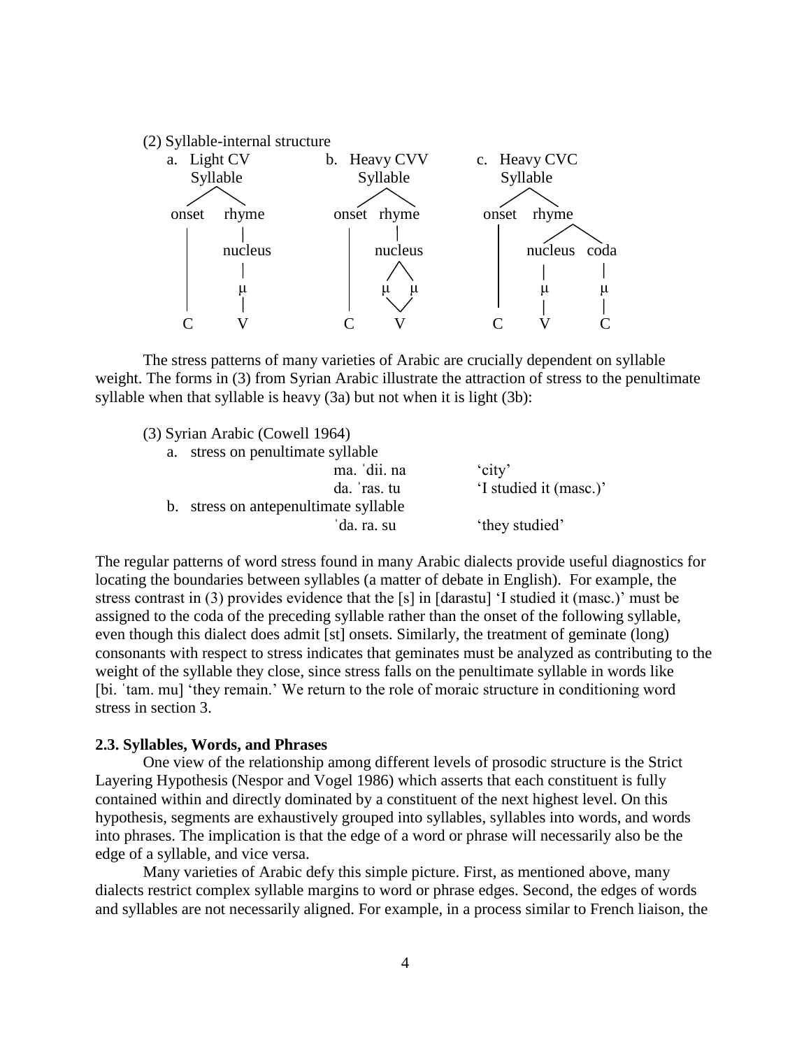(2) Syllable-internal structure

```
a.  Light CV            b.  Heavy CVV           c.  Heavy CVC
      Syllable                Syllable                Syllable
      /     \                 /     \                 /     \
   onset   rhyme          onset   rhyme           onset   rhyme
     |       |              |       |               |      /    \
     |    nucleus           |    nucleus            |  nucleus  coda
     |       |              |     /   \             |     |       |
     |       μ              |    μ     μ            |     μ       μ
     |       |              |     \   /             |     |       |
     C       V              C       V               C     V       C
```

The stress patterns of many varieties of Arabic are crucially dependent on syllable weight. The forms in (3) from Syrian Arabic illustrate the attraction of stress to the penultimate syllable when that syllable is heavy (3a) but not when it is light (3b):

(3) Syrian Arabic (Cowell 1964)

a. stress on penultimate syllable

| | |
|---|---|
| ma. ˈdii. na | 'city' |
| da. ˈras. tu | 'I studied it (masc.)' |

b. stress on antepenultimate syllable

| | |
|---|---|
| ˈda. ra. su | 'they studied' |

The regular patterns of word stress found in many Arabic dialects provide useful diagnostics for locating the boundaries between syllables (a matter of debate in English). For example, the stress contrast in (3) provides evidence that the [s] in [darastu] 'I studied it (masc.)' must be assigned to the coda of the preceding syllable rather than the onset of the following syllable, even though this dialect does admit [st] onsets. Similarly, the treatment of geminate (long) consonants with respect to stress indicates that geminates must be analyzed as contributing to the weight of the syllable they close, since stress falls on the penultimate syllable in words like [bi. ˈtam. mu] 'they remain.' We return to the role of moraic structure in conditioning word stress in section 3.

### 2.3. Syllables, Words, and Phrases

One view of the relationship among different levels of prosodic structure is the Strict Layering Hypothesis (Nespor and Vogel 1986) which asserts that each constituent is fully contained within and directly dominated by a constituent of the next highest level. On this hypothesis, segments are exhaustively grouped into syllables, syllables into words, and words into phrases. The implication is that the edge of a word or phrase will necessarily also be the edge of a syllable, and vice versa.

Many varieties of Arabic defy this simple picture. First, as mentioned above, many dialects restrict complex syllable margins to word or phrase edges. Second, the edges of words and syllables are not necessarily aligned. For example, in a process similar to French liaison, the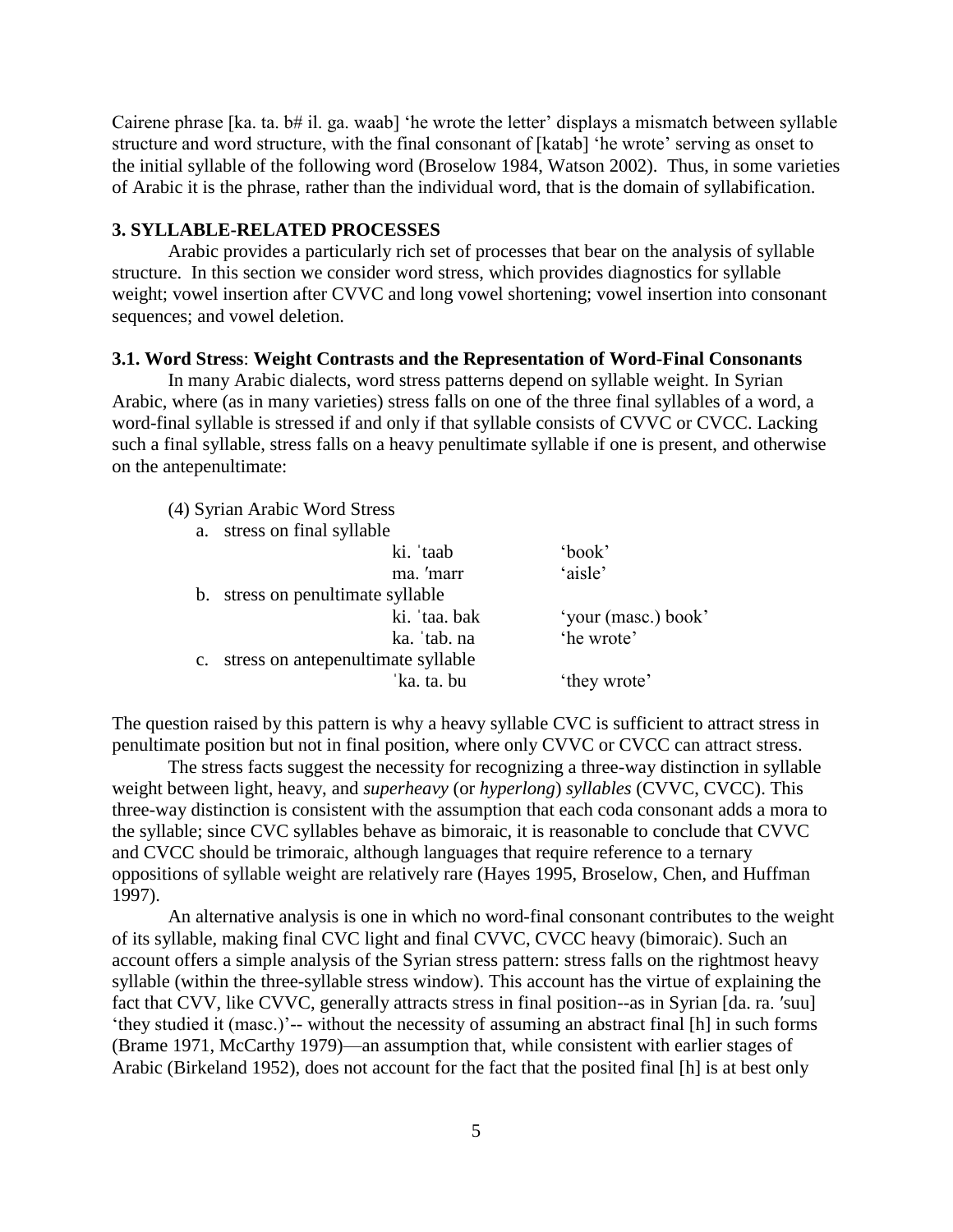Cairene phrase [ka. ta. b# il. ga. waab] 'he wrote the letter' displays a mismatch between syllable structure and word structure, with the final consonant of [katab] 'he wrote' serving as onset to the initial syllable of the following word (Broselow 1984, Watson 2002). Thus, in some varieties of Arabic it is the phrase, rather than the individual word, that is the domain of syllabification.

## 3. SYLLABLE-RELATED PROCESSES

Arabic provides a particularly rich set of processes that bear on the analysis of syllable structure. In this section we consider word stress, which provides diagnostics for syllable weight; vowel insertion after CVVC and long vowel shortening; vowel insertion into consonant sequences; and vowel deletion.

### 3.1. Word Stress: Weight Contrasts and the Representation of Word-Final Consonants

In many Arabic dialects, word stress patterns depend on syllable weight. In Syrian Arabic, where (as in many varieties) stress falls on one of the three final syllables of a word, a word-final syllable is stressed if and only if that syllable consists of CVVC or CVCC. Lacking such a final syllable, stress falls on a heavy penultimate syllable if one is present, and otherwise on the antepenultimate:

(4) Syrian Arabic Word Stress

a. stress on final syllable

| | |
|---|---|
| ki. ˈtaab | 'book' |
| ma. ˈmarr | 'aisle' |

b. stress on penultimate syllable

| | |
|---|---|
| ki. ˈtaa. bak | 'your (masc.) book' |
| ka. ˈtab. na | 'he wrote' |

c. stress on antepenultimate syllable

| | |
|---|---|
| ˈka. ta. bu | 'they wrote' |

The question raised by this pattern is why a heavy syllable CVC is sufficient to attract stress in penultimate position but not in final position, where only CVVC or CVCC can attract stress.

The stress facts suggest the necessity for recognizing a three-way distinction in syllable weight between light, heavy, and *superheavy* (or *hyperlong*) *syllables* (CVVC, CVCC). This three-way distinction is consistent with the assumption that each coda consonant adds a mora to the syllable; since CVC syllables behave as bimoraic, it is reasonable to conclude that CVVC and CVCC should be trimoraic, although languages that require reference to a ternary oppositions of syllable weight are relatively rare (Hayes 1995, Broselow, Chen, and Huffman 1997).

An alternative analysis is one in which no word-final consonant contributes to the weight of its syllable, making final CVC light and final CVVC, CVCC heavy (bimoraic). Such an account offers a simple analysis of the Syrian stress pattern: stress falls on the rightmost heavy syllable (within the three-syllable stress window). This account has the virtue of explaining the fact that CVV, like CVVC, generally attracts stress in final position--as in Syrian [da. ra. ˈsuu] 'they studied it (masc.)'-- without the necessity of assuming an abstract final [h] in such forms (Brame 1971, McCarthy 1979)—an assumption that, while consistent with earlier stages of Arabic (Birkeland 1952), does not account for the fact that the posited final [h] is at best only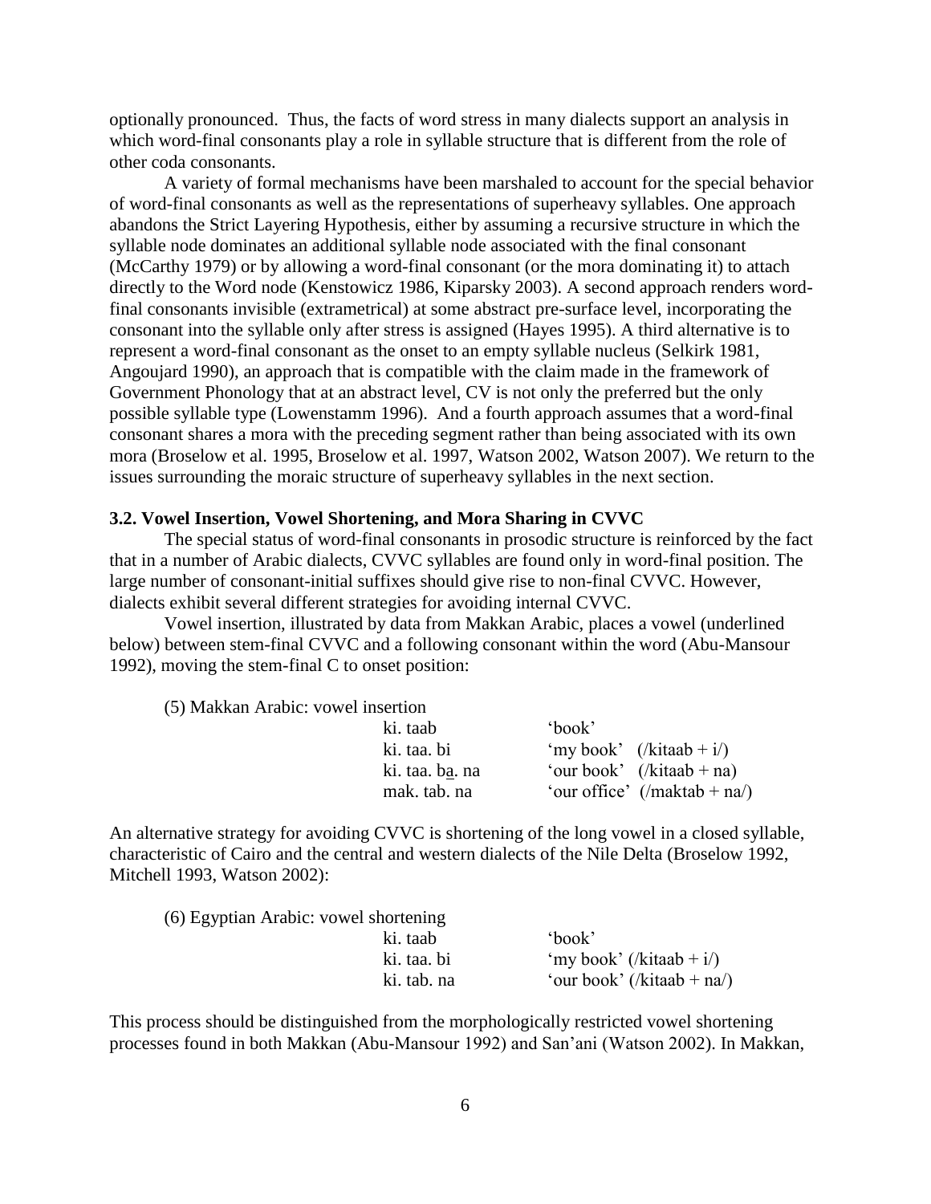optionally pronounced. Thus, the facts of word stress in many dialects support an analysis in which word-final consonants play a role in syllable structure that is different from the role of other coda consonants.

A variety of formal mechanisms have been marshaled to account for the special behavior of word-final consonants as well as the representations of superheavy syllables. One approach abandons the Strict Layering Hypothesis, either by assuming a recursive structure in which the syllable node dominates an additional syllable node associated with the final consonant (McCarthy 1979) or by allowing a word-final consonant (or the mora dominating it) to attach directly to the Word node (Kenstowicz 1986, Kiparsky 2003). A second approach renders word-final consonants invisible (extrametrical) at some abstract pre-surface level, incorporating the consonant into the syllable only after stress is assigned (Hayes 1995). A third alternative is to represent a word-final consonant as the onset to an empty syllable nucleus (Selkirk 1981, Angoujard 1990), an approach that is compatible with the claim made in the framework of Government Phonology that at an abstract level, CV is not only the preferred but the only possible syllable type (Lowenstamm 1996). And a fourth approach assumes that a word-final consonant shares a mora with the preceding segment rather than being associated with its own mora (Broselow et al. 1995, Broselow et al. 1997, Watson 2002, Watson 2007). We return to the issues surrounding the moraic structure of superheavy syllables in the next section.

### 3.2. Vowel Insertion, Vowel Shortening, and Mora Sharing in CVVC

The special status of word-final consonants in prosodic structure is reinforced by the fact that in a number of Arabic dialects, CVVC syllables are found only in word-final position. The large number of consonant-initial suffixes should give rise to non-final CVVC. However, dialects exhibit several different strategies for avoiding internal CVVC.

Vowel insertion, illustrated by data from Makkan Arabic, places a vowel (underlined below) between stem-final CVVC and a following consonant within the word (Abu-Mansour 1992), moving the stem-final C to onset position:

(5) Makkan Arabic: vowel insertion

| | |
|---|---|
| ki. taab | 'book' |
| ki. taa. bi | 'my book' (/kitaab + i/) |
| ki. taa. b<u>a</u>. na | 'our book' (/kitaab + na) |
| mak. tab. na | 'our office' (/maktab + na/) |

An alternative strategy for avoiding CVVC is shortening of the long vowel in a closed syllable, characteristic of Cairo and the central and western dialects of the Nile Delta (Broselow 1992, Mitchell 1993, Watson 2002):

(6) Egyptian Arabic: vowel shortening

| | |
|---|---|
| ki. taab | 'book' |
| ki. taa. bi | 'my book' (/kitaab + i/) |
| ki. tab. na | 'our book' (/kitaab + na/) |

This process should be distinguished from the morphologically restricted vowel shortening processes found in both Makkan (Abu-Mansour 1992) and San'ani (Watson 2002). In Makkan,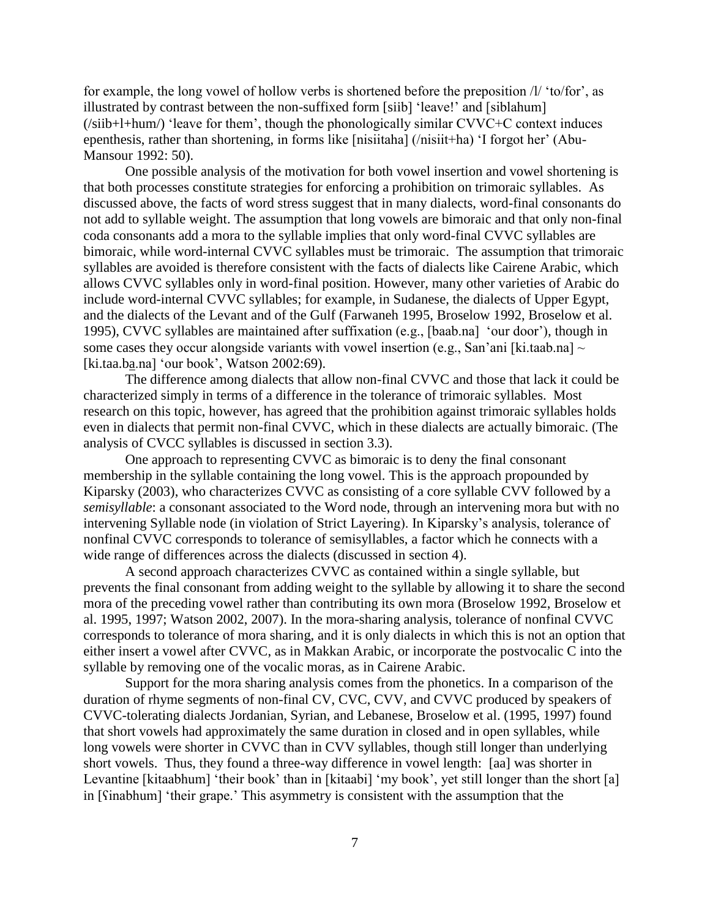for example, the long vowel of hollow verbs is shortened before the preposition /l/ 'to/for', as illustrated by contrast between the non-suffixed form [siib] 'leave!' and [siblahum] (/siib+l+hum/) 'leave for them', though the phonologically similar CVVC+C context induces epenthesis, rather than shortening, in forms like [nisiitaha] (/nisiit+ha) 'I forgot her' (Abu-Mansour 1992: 50).

One possible analysis of the motivation for both vowel insertion and vowel shortening is that both processes constitute strategies for enforcing a prohibition on trimoraic syllables. As discussed above, the facts of word stress suggest that in many dialects, word-final consonants do not add to syllable weight. The assumption that long vowels are bimoraic and that only non-final coda consonants add a mora to the syllable implies that only word-final CVVC syllables are bimoraic, while word-internal CVVC syllables must be trimoraic. The assumption that trimoraic syllables are avoided is therefore consistent with the facts of dialects like Cairene Arabic, which allows CVVC syllables only in word-final position. However, many other varieties of Arabic do include word-internal CVVC syllables; for example, in Sudanese, the dialects of Upper Egypt, and the dialects of the Levant and of the Gulf (Farwaneh 1995, Broselow 1992, Broselow et al. 1995), CVVC syllables are maintained after suffixation (e.g., [baab.na] 'our door'), though in some cases they occur alongside variants with vowel insertion (e.g., San'ani [ki.taab.na] ~ [ki.taa.ba̱.na] 'our book', Watson 2002:69).

The difference among dialects that allow non-final CVVC and those that lack it could be characterized simply in terms of a difference in the tolerance of trimoraic syllables. Most research on this topic, however, has agreed that the prohibition against trimoraic syllables holds even in dialects that permit non-final CVVC, which in these dialects are actually bimoraic. (The analysis of CVCC syllables is discussed in section 3.3).

One approach to representing CVVC as bimoraic is to deny the final consonant membership in the syllable containing the long vowel. This is the approach propounded by Kiparsky (2003), who characterizes CVVC as consisting of a core syllable CVV followed by a *semisyllable*: a consonant associated to the Word node, through an intervening mora but with no intervening Syllable node (in violation of Strict Layering). In Kiparsky's analysis, tolerance of nonfinal CVVC corresponds to tolerance of semisyllables, a factor which he connects with a wide range of differences across the dialects (discussed in section 4).

A second approach characterizes CVVC as contained within a single syllable, but prevents the final consonant from adding weight to the syllable by allowing it to share the second mora of the preceding vowel rather than contributing its own mora (Broselow 1992, Broselow et al. 1995, 1997; Watson 2002, 2007). In the mora-sharing analysis, tolerance of nonfinal CVVC corresponds to tolerance of mora sharing, and it is only dialects in which this is not an option that either insert a vowel after CVVC, as in Makkan Arabic, or incorporate the postvocalic C into the syllable by removing one of the vocalic moras, as in Cairene Arabic.

Support for the mora sharing analysis comes from the phonetics. In a comparison of the duration of rhyme segments of non-final CV, CVC, CVV, and CVVC produced by speakers of CVVC-tolerating dialects Jordanian, Syrian, and Lebanese, Broselow et al. (1995, 1997) found that short vowels had approximately the same duration in closed and in open syllables, while long vowels were shorter in CVVC than in CVV syllables, though still longer than underlying short vowels. Thus, they found a three-way difference in vowel length: [aa] was shorter in Levantine [kitaabhum] 'their book' than in [kitaabi] 'my book', yet still longer than the short [a] in [ʕinabhum] 'their grape.' This asymmetry is consistent with the assumption that the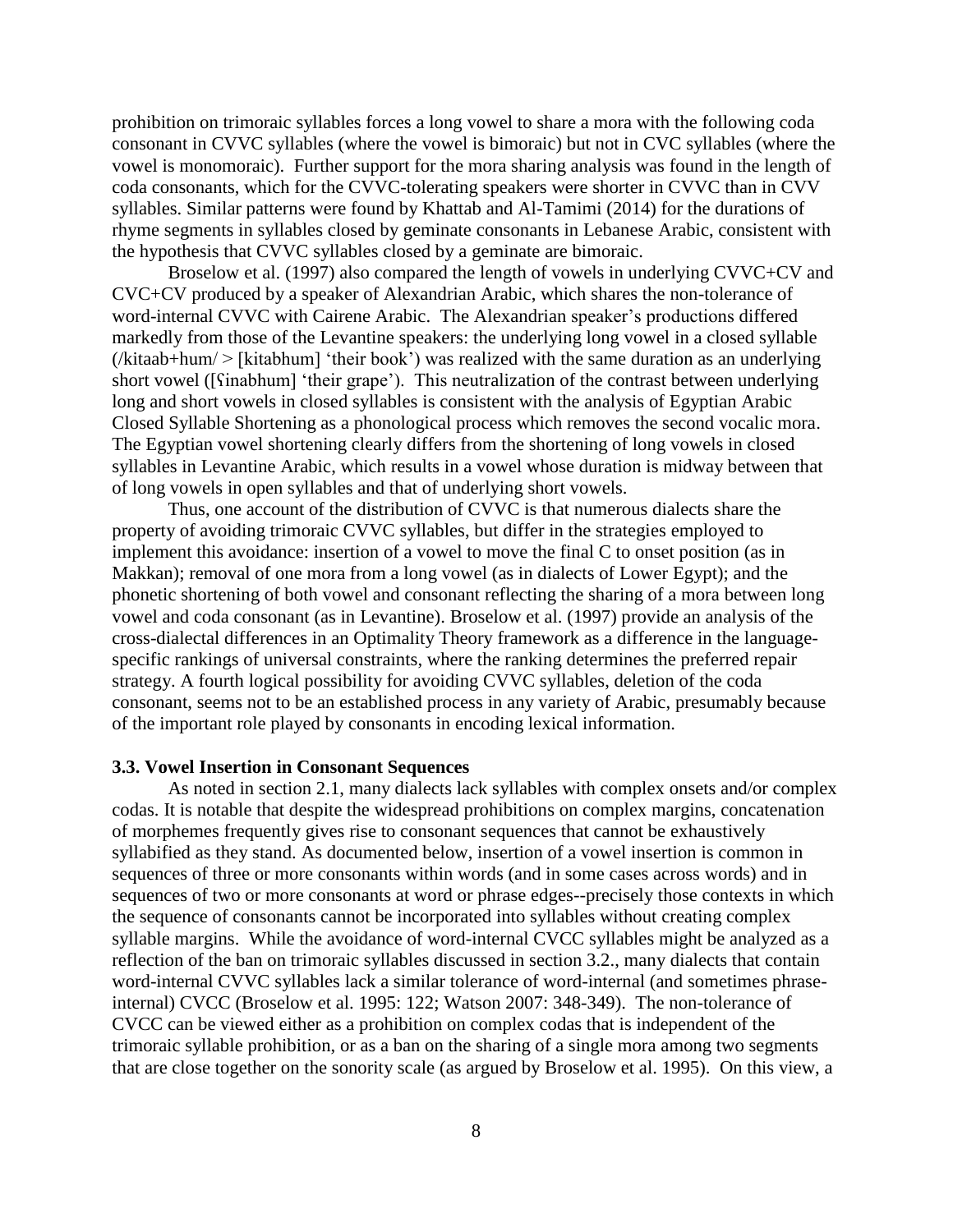prohibition on trimoraic syllables forces a long vowel to share a mora with the following coda consonant in CVVC syllables (where the vowel is bimoraic) but not in CVC syllables (where the vowel is monomoraic). Further support for the mora sharing analysis was found in the length of coda consonants, which for the CVVC-tolerating speakers were shorter in CVVC than in CVV syllables. Similar patterns were found by Khattab and Al-Tamimi (2014) for the durations of rhyme segments in syllables closed by geminate consonants in Lebanese Arabic, consistent with the hypothesis that CVVC syllables closed by a geminate are bimoraic.

Broselow et al. (1997) also compared the length of vowels in underlying CVVC+CV and CVC+CV produced by a speaker of Alexandrian Arabic, which shares the non-tolerance of word-internal CVVC with Cairene Arabic. The Alexandrian speaker's productions differed markedly from those of the Levantine speakers: the underlying long vowel in a closed syllable (/kitaab+hum/ > [kitabhum] 'their book') was realized with the same duration as an underlying short vowel ([ʕinabhum] 'their grape'). This neutralization of the contrast between underlying long and short vowels in closed syllables is consistent with the analysis of Egyptian Arabic Closed Syllable Shortening as a phonological process which removes the second vocalic mora. The Egyptian vowel shortening clearly differs from the shortening of long vowels in closed syllables in Levantine Arabic, which results in a vowel whose duration is midway between that of long vowels in open syllables and that of underlying short vowels.

Thus, one account of the distribution of CVVC is that numerous dialects share the property of avoiding trimoraic CVVC syllables, but differ in the strategies employed to implement this avoidance: insertion of a vowel to move the final C to onset position (as in Makkan); removal of one mora from a long vowel (as in dialects of Lower Egypt); and the phonetic shortening of both vowel and consonant reflecting the sharing of a mora between long vowel and coda consonant (as in Levantine). Broselow et al. (1997) provide an analysis of the cross-dialectal differences in an Optimality Theory framework as a difference in the language-specific rankings of universal constraints, where the ranking determines the preferred repair strategy. A fourth logical possibility for avoiding CVVC syllables, deletion of the coda consonant, seems not to be an established process in any variety of Arabic, presumably because of the important role played by consonants in encoding lexical information.

### 3.3. Vowel Insertion in Consonant Sequences

As noted in section 2.1, many dialects lack syllables with complex onsets and/or complex codas. It is notable that despite the widespread prohibitions on complex margins, concatenation of morphemes frequently gives rise to consonant sequences that cannot be exhaustively syllabified as they stand. As documented below, insertion of a vowel insertion is common in sequences of three or more consonants within words (and in some cases across words) and in sequences of two or more consonants at word or phrase edges--precisely those contexts in which the sequence of consonants cannot be incorporated into syllables without creating complex syllable margins. While the avoidance of word-internal CVCC syllables might be analyzed as a reflection of the ban on trimoraic syllables discussed in section 3.2., many dialects that contain word-internal CVVC syllables lack a similar tolerance of word-internal (and sometimes phrase-internal) CVCC (Broselow et al. 1995: 122; Watson 2007: 348-349). The non-tolerance of CVCC can be viewed either as a prohibition on complex codas that is independent of the trimoraic syllable prohibition, or as a ban on the sharing of a single mora among two segments that are close together on the sonority scale (as argued by Broselow et al. 1995). On this view, a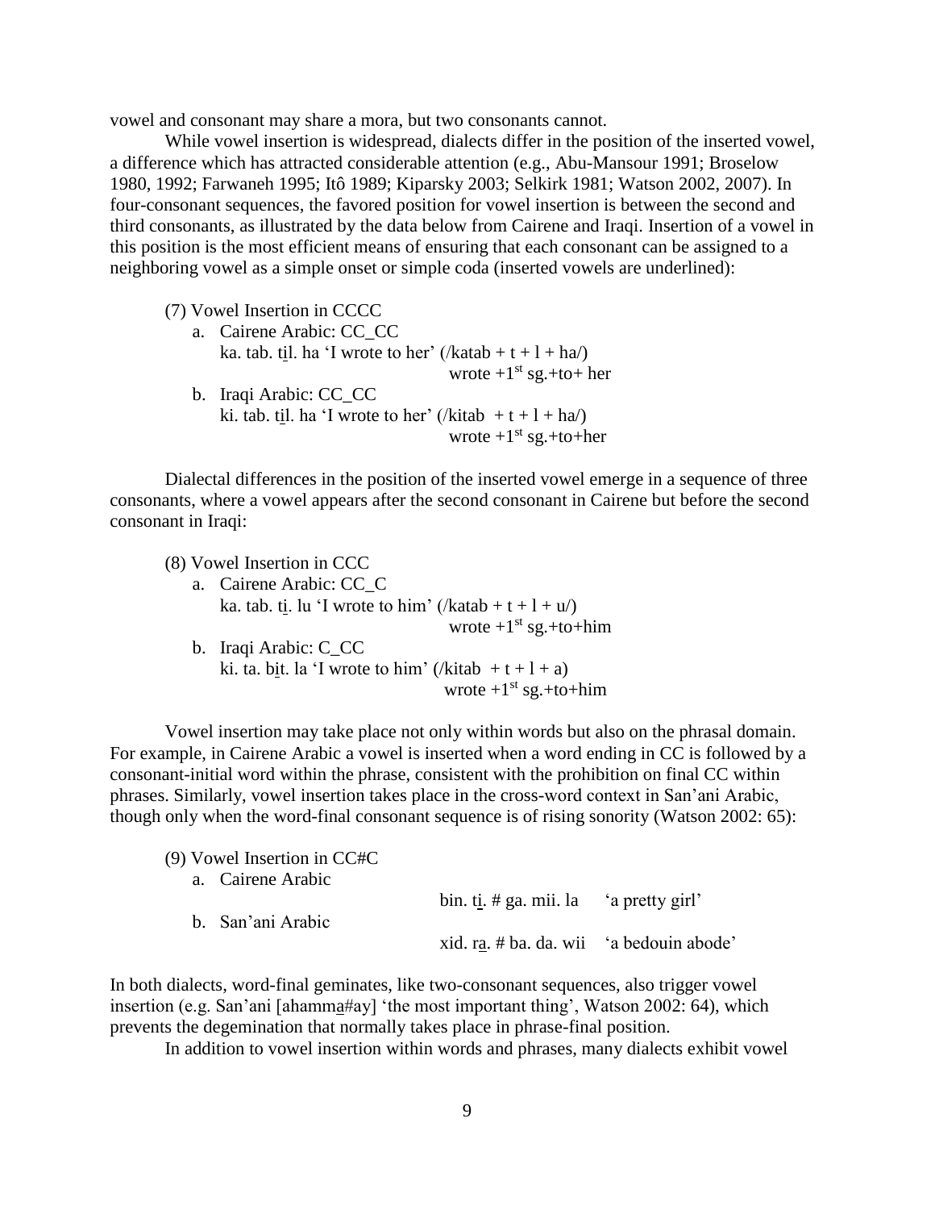vowel and consonant may share a mora, but two consonants cannot.

While vowel insertion is widespread, dialects differ in the position of the inserted vowel, a difference which has attracted considerable attention (e.g., Abu-Mansour 1991; Broselow 1980, 1992; Farwaneh 1995; Itô 1989; Kiparsky 2003; Selkirk 1981; Watson 2002, 2007). In four-consonant sequences, the favored position for vowel insertion is between the second and third consonants, as illustrated by the data below from Cairene and Iraqi. Insertion of a vowel in this position is the most efficient means of ensuring that each consonant can be assigned to a neighboring vowel as a simple onset or simple coda (inserted vowels are underlined):

(7) Vowel Insertion in CCCC

a. Cairene Arabic: CC_CC
   ka. tab. t<u>i</u>l. ha 'I wrote to her' (/katab + t + l + ha/)
   wrote +1st sg.+to+ her

b. Iraqi Arabic: CC_CC
   ki. tab. t<u>i</u>l. ha 'I wrote to her' (/kitab + t + l + ha/)
   wrote +1st sg.+to+her

Dialectal differences in the position of the inserted vowel emerge in a sequence of three consonants, where a vowel appears after the second consonant in Cairene but before the second consonant in Iraqi:

(8) Vowel Insertion in CCC

a. Cairene Arabic: CC_C
   ka. tab. t<u>i</u>. lu 'I wrote to him' (/katab + t + l + u/)
   wrote +1st sg.+to+him

b. Iraqi Arabic: C_CC
   ki. ta. b<u>i</u>t. la 'I wrote to him' (/kitab + t + l + a)
   wrote +1st sg.+to+him

Vowel insertion may take place not only within words but also on the phrasal domain. For example, in Cairene Arabic a vowel is inserted when a word ending in CC is followed by a consonant-initial word within the phrase, consistent with the prohibition on final CC within phrases. Similarly, vowel insertion takes place in the cross-word context in San'ani Arabic, though only when the word-final consonant sequence is of rising sonority (Watson 2002: 65):

(9) Vowel Insertion in CC#C

a. Cairene Arabic
   bin. t<u>i</u>. # ga. mii. la 'a pretty girl'

b. San'ani Arabic
   xid. r<u>a</u>. # ba. da. wii 'a bedouin abode'

In both dialects, word-final geminates, like two-consonant sequences, also trigger vowel insertion (e.g. San'ani [ahamm<u>a</u>#ay] 'the most important thing', Watson 2002: 64), which prevents the degemination that normally takes place in phrase-final position.

In addition to vowel insertion within words and phrases, many dialects exhibit vowel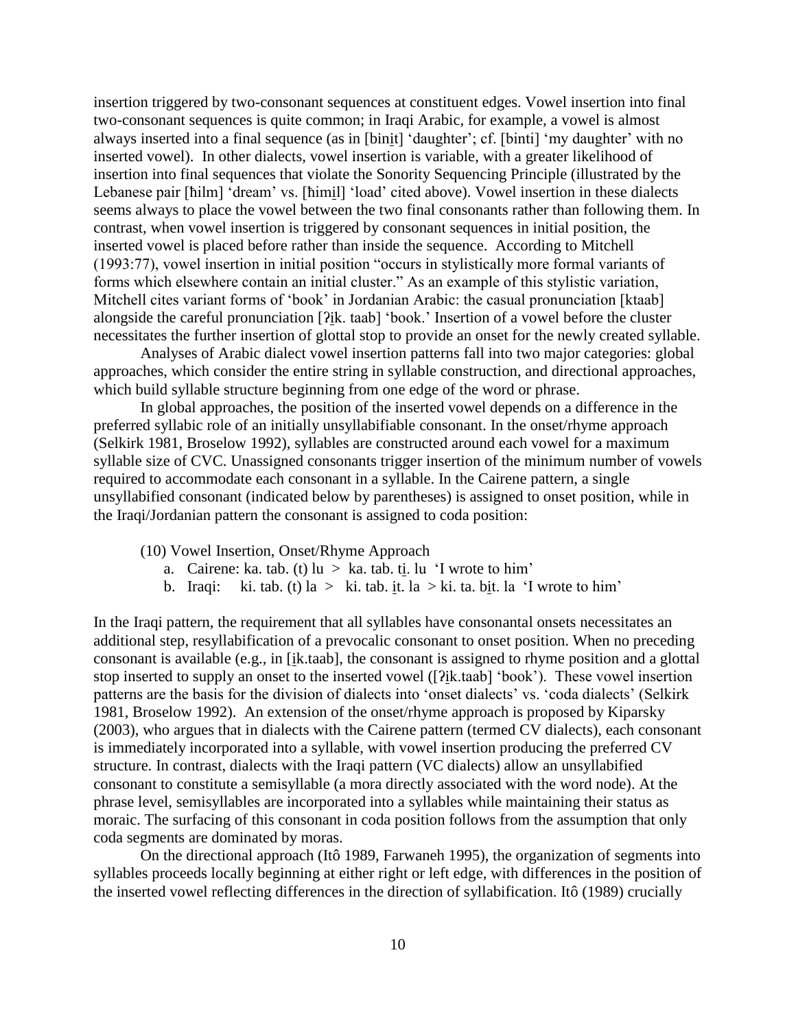insertion triggered by two-consonant sequences at constituent edges. Vowel insertion into final two-consonant sequences is quite common; in Iraqi Arabic, for example, a vowel is almost always inserted into a final sequence (as in [bini̱t] 'daughter'; cf. [binti] 'my daughter' with no inserted vowel). In other dialects, vowel insertion is variable, with a greater likelihood of insertion into final sequences that violate the Sonority Sequencing Principle (illustrated by the Lebanese pair [ħilm] 'dream' vs. [ħimi̱l] 'load' cited above). Vowel insertion in these dialects seems always to place the vowel between the two final consonants rather than following them. In contrast, when vowel insertion is triggered by consonant sequences in initial position, the inserted vowel is placed before rather than inside the sequence. According to Mitchell (1993:77), vowel insertion in initial position "occurs in stylistically more formal variants of forms which elsewhere contain an initial cluster." As an example of this stylistic variation, Mitchell cites variant forms of 'book' in Jordanian Arabic: the casual pronunciation [ktaab] alongside the careful pronunciation [ʔi̱k. taab] 'book.' Insertion of a vowel before the cluster necessitates the further insertion of glottal stop to provide an onset for the newly created syllable.

Analyses of Arabic dialect vowel insertion patterns fall into two major categories: global approaches, which consider the entire string in syllable construction, and directional approaches, which build syllable structure beginning from one edge of the word or phrase.

In global approaches, the position of the inserted vowel depends on a difference in the preferred syllabic role of an initially unsyllabifiable consonant. In the onset/rhyme approach (Selkirk 1981, Broselow 1992), syllables are constructed around each vowel for a maximum syllable size of CVC. Unassigned consonants trigger insertion of the minimum number of vowels required to accommodate each consonant in a syllable. In the Cairene pattern, a single unsyllabified consonant (indicated below by parentheses) is assigned to onset position, while in the Iraqi/Jordanian pattern the consonant is assigned to coda position:

(10) Vowel Insertion, Onset/Rhyme Approach

a. Cairene: ka. tab. (t) lu > ka. tab. ti̱. lu 'I wrote to him'

b. Iraqi: ki. tab. (t) la > ki. tab. i̱t. la > ki. ta. bi̱t. la 'I wrote to him'

In the Iraqi pattern, the requirement that all syllables have consonantal onsets necessitates an additional step, resyllabification of a prevocalic consonant to onset position. When no preceding consonant is available (e.g., in [i̱k.taab], the consonant is assigned to rhyme position and a glottal stop inserted to supply an onset to the inserted vowel ([ʔi̱k.taab] 'book'). These vowel insertion patterns are the basis for the division of dialects into 'onset dialects' vs. 'coda dialects' (Selkirk 1981, Broselow 1992). An extension of the onset/rhyme approach is proposed by Kiparsky (2003), who argues that in dialects with the Cairene pattern (termed CV dialects), each consonant is immediately incorporated into a syllable, with vowel insertion producing the preferred CV structure. In contrast, dialects with the Iraqi pattern (VC dialects) allow an unsyllabified consonant to constitute a semisyllable (a mora directly associated with the word node). At the phrase level, semisyllables are incorporated into a syllables while maintaining their status as moraic. The surfacing of this consonant in coda position follows from the assumption that only coda segments are dominated by moras.

On the directional approach (Itô 1989, Farwaneh 1995), the organization of segments into syllables proceeds locally beginning at either right or left edge, with differences in the position of the inserted vowel reflecting differences in the direction of syllabification. Itô (1989) crucially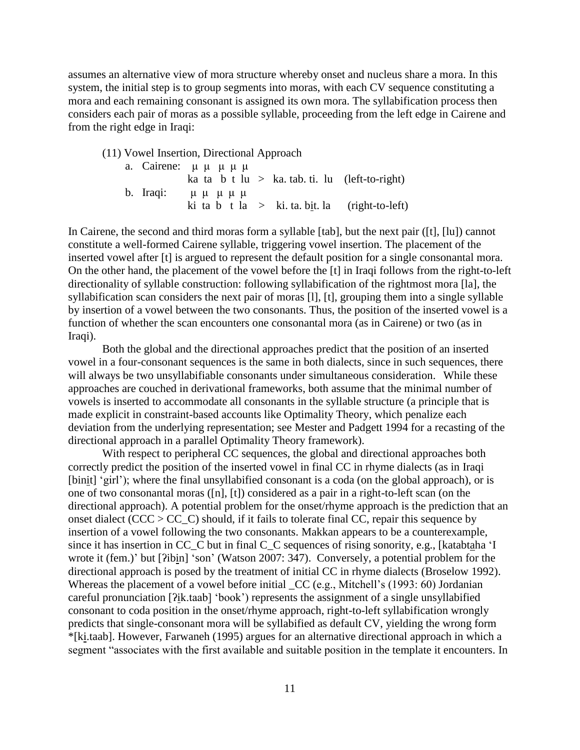assumes an alternative view of mora structure whereby onset and nucleus share a mora. In this system, the initial step is to group segments into moras, with each CV sequence constituting a mora and each remaining consonant is assigned its own mora. The syllabification process then considers each pair of moras as a possible syllable, proceeding from the left edge in Cairene and from the right edge in Iraqi:

(11) Vowel Insertion, Directional Approach

```
a. Cairene:  μ  μ   μ μ μ
             ka ta  b t lu  >  ka. tab. ti. lu   (left-to-right)
b. Iraqi:     μ  μ  μ μ μ
             ki ta b  t la  >  ki. ta. bi̱t. la    (right-to-left)
```

In Cairene, the second and third moras form a syllable [tab], but the next pair ([t], [lu]) cannot constitute a well-formed Cairene syllable, triggering vowel insertion. The placement of the inserted vowel after [t] is argued to represent the default position for a single consonantal mora. On the other hand, the placement of the vowel before the [t] in Iraqi follows from the right-to-left directionality of syllable construction: following syllabification of the rightmost mora [la], the syllabification scan considers the next pair of moras [l], [t], grouping them into a single syllable by insertion of a vowel between the two consonants. Thus, the position of the inserted vowel is a function of whether the scan encounters one consonantal mora (as in Cairene) or two (as in Iraqi).

Both the global and the directional approaches predict that the position of an inserted vowel in a four-consonant sequences is the same in both dialects, since in such sequences, there will always be two unsyllabifiable consonants under simultaneous consideration. While these approaches are couched in derivational frameworks, both assume that the minimal number of vowels is inserted to accommodate all consonants in the syllable structure (a principle that is made explicit in constraint-based accounts like Optimality Theory, which penalize each deviation from the underlying representation; see Mester and Padgett 1994 for a recasting of the directional approach in a parallel Optimality Theory framework).

With respect to peripheral CC sequences, the global and directional approaches both correctly predict the position of the inserted vowel in final CC in rhyme dialects (as in Iraqi [bini̱t] 'girl'); where the final unsyllabified consonant is a coda (on the global approach), or is one of two consonantal moras ([n], [t]) considered as a pair in a right-to-left scan (on the directional approach). A potential problem for the onset/rhyme approach is the prediction that an onset dialect (CCC > CC_C) should, if it fails to tolerate final CC, repair this sequence by insertion of a vowel following the two consonants. Makkan appears to be a counterexample, since it has insertion in CC_C but in final C_C sequences of rising sonority, e.g., [katabta̱ha 'I wrote it (fem.)' but [ʔibi̱n] 'son' (Watson 2007: 347). Conversely, a potential problem for the directional approach is posed by the treatment of initial CC in rhyme dialects (Broselow 1992). Whereas the placement of a vowel before initial _CC (e.g., Mitchell's (1993: 60) Jordanian careful pronunciation [ʔi̱k.taab] 'book') represents the assignment of a single unsyllabified consonant to coda position in the onset/rhyme approach, right-to-left syllabification wrongly predicts that single-consonant mora will be syllabified as default CV, yielding the wrong form *[ki̱.taab]. However, Farwaneh (1995) argues for an alternative directional approach in which a segment "associates with the first available and suitable position in the template it encounters. In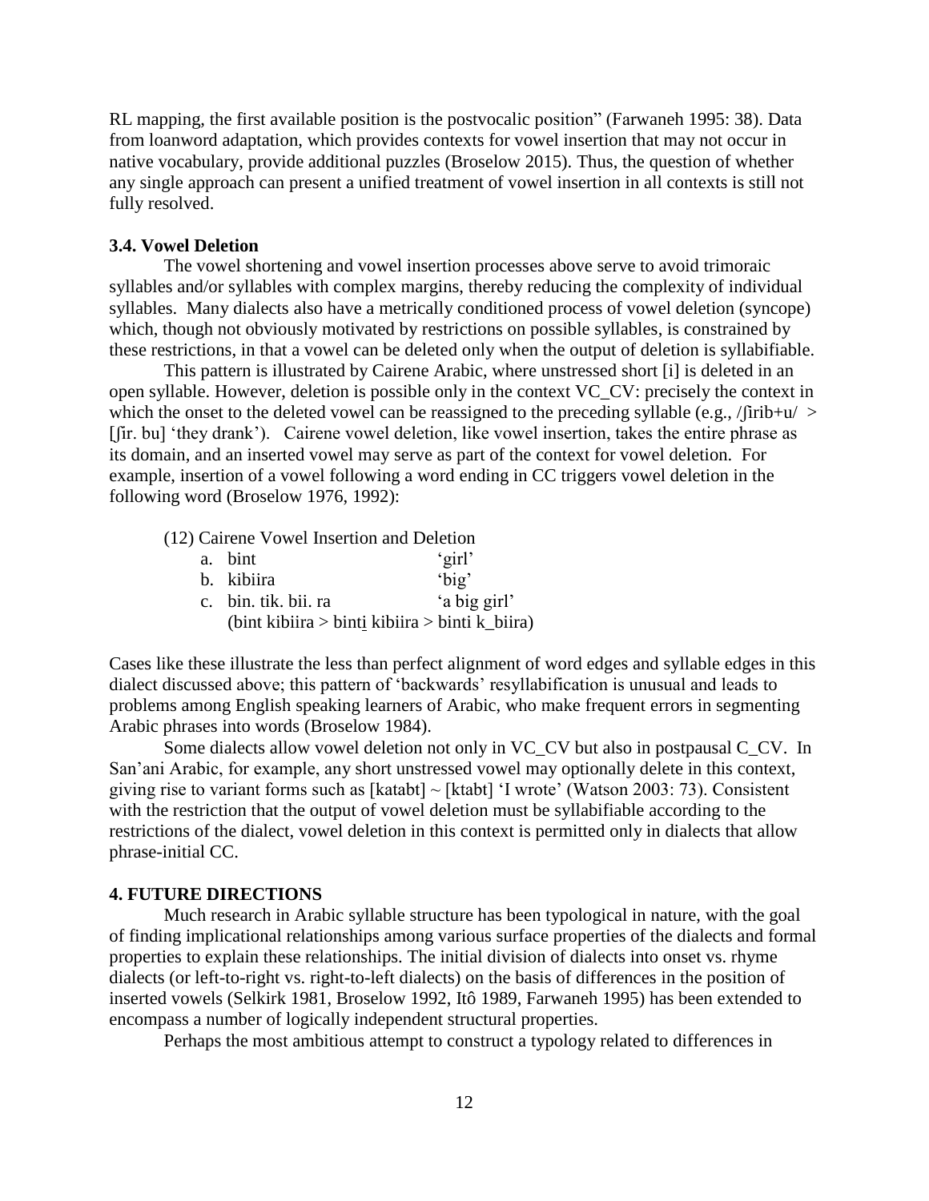RL mapping, the first available position is the postvocalic position" (Farwaneh 1995: 38). Data from loanword adaptation, which provides contexts for vowel insertion that may not occur in native vocabulary, provide additional puzzles (Broselow 2015). Thus, the question of whether any single approach can present a unified treatment of vowel insertion in all contexts is still not fully resolved.

### 3.4. Vowel Deletion

The vowel shortening and vowel insertion processes above serve to avoid trimoraic syllables and/or syllables with complex margins, thereby reducing the complexity of individual syllables. Many dialects also have a metrically conditioned process of vowel deletion (syncope) which, though not obviously motivated by restrictions on possible syllables, is constrained by these restrictions, in that a vowel can be deleted only when the output of deletion is syllabifiable.

This pattern is illustrated by Cairene Arabic, where unstressed short [i] is deleted in an open syllable. However, deletion is possible only in the context VC_CV: precisely the context in which the onset to the deleted vowel can be reassigned to the preceding syllable (e.g., /ʃirib+u/ > [ʃir. bu] 'they drank'). Cairene vowel deletion, like vowel insertion, takes the entire phrase as its domain, and an inserted vowel may serve as part of the context for vowel deletion. For example, insertion of a vowel following a word ending in CC triggers vowel deletion in the following word (Broselow 1976, 1992):

(12) Cairene Vowel Insertion and Deletion

a. bint 'girl'
b. kibiira 'big'
c. bin. tik. bii. ra 'a big girl'
(bint kibiira > binti kibiira > binti k_biira)

Cases like these illustrate the less than perfect alignment of word edges and syllable edges in this dialect discussed above; this pattern of 'backwards' resyllabification is unusual and leads to problems among English speaking learners of Arabic, who make frequent errors in segmenting Arabic phrases into words (Broselow 1984).

Some dialects allow vowel deletion not only in VC_CV but also in postpausal C_CV. In San'ani Arabic, for example, any short unstressed vowel may optionally delete in this context, giving rise to variant forms such as [katabt] ~ [ktabt] 'I wrote' (Watson 2003: 73). Consistent with the restriction that the output of vowel deletion must be syllabifiable according to the restrictions of the dialect, vowel deletion in this context is permitted only in dialects that allow phrase-initial CC.

## 4. FUTURE DIRECTIONS

Much research in Arabic syllable structure has been typological in nature, with the goal of finding implicational relationships among various surface properties of the dialects and formal properties to explain these relationships. The initial division of dialects into onset vs. rhyme dialects (or left-to-right vs. right-to-left dialects) on the basis of differences in the position of inserted vowels (Selkirk 1981, Broselow 1992, Itô 1989, Farwaneh 1995) has been extended to encompass a number of logically independent structural properties.

Perhaps the most ambitious attempt to construct a typology related to differences in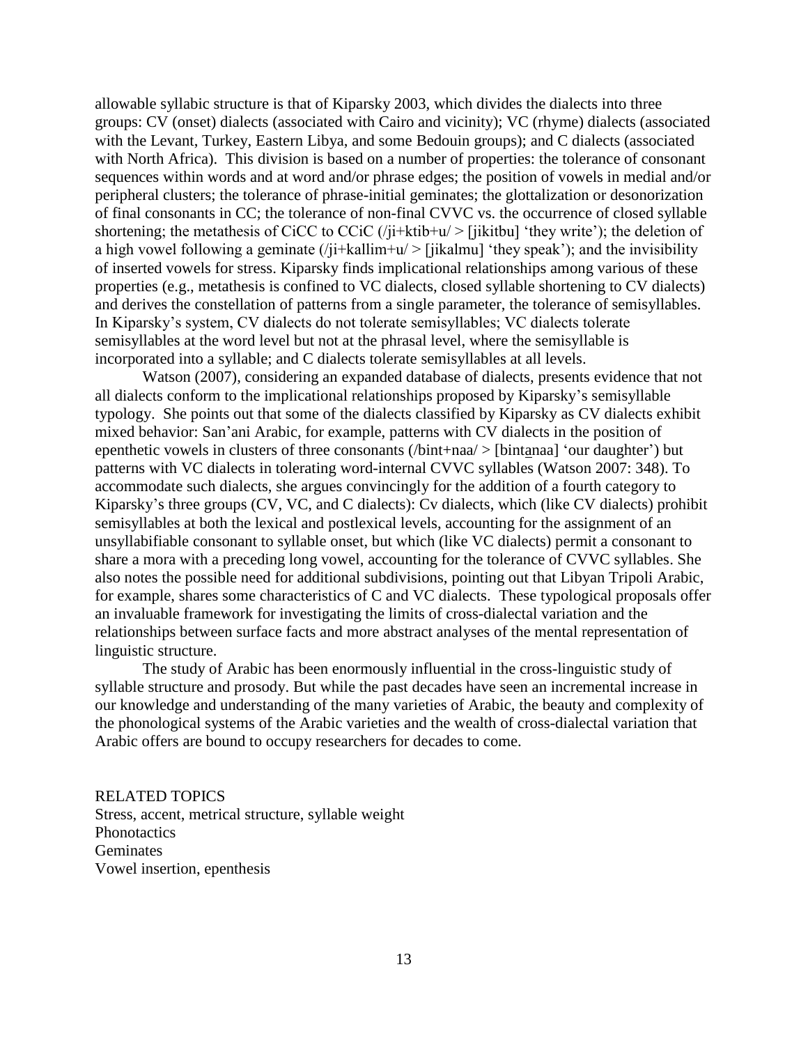allowable syllabic structure is that of Kiparsky 2003, which divides the dialects into three groups: CV (onset) dialects (associated with Cairo and vicinity); VC (rhyme) dialects (associated with the Levant, Turkey, Eastern Libya, and some Bedouin groups); and C dialects (associated with North Africa). This division is based on a number of properties: the tolerance of consonant sequences within words and at word and/or phrase edges; the position of vowels in medial and/or peripheral clusters; the tolerance of phrase-initial geminates; the glottalization or desonorization of final consonants in CC; the tolerance of non-final CVVC vs. the occurrence of closed syllable shortening; the metathesis of CiCC to CCiC (/ji+ktib+u/ > [jikitbu] 'they write'); the deletion of a high vowel following a geminate (/ji+kallim+u/ > [jikalmu] 'they speak'); and the invisibility of inserted vowels for stress. Kiparsky finds implicational relationships among various of these properties (e.g., metathesis is confined to VC dialects, closed syllable shortening to CV dialects) and derives the constellation of patterns from a single parameter, the tolerance of semisyllables. In Kiparsky's system, CV dialects do not tolerate semisyllables; VC dialects tolerate semisyllables at the word level but not at the phrasal level, where the semisyllable is incorporated into a syllable; and C dialects tolerate semisyllables at all levels.

Watson (2007), considering an expanded database of dialects, presents evidence that not all dialects conform to the implicational relationships proposed by Kiparsky's semisyllable typology. She points out that some of the dialects classified by Kiparsky as CV dialects exhibit mixed behavior: San'ani Arabic, for example, patterns with CV dialects in the position of epenthetic vowels in clusters of three consonants (/bint+naa/ > [bint<u>a</u>naa] 'our daughter') but patterns with VC dialects in tolerating word-internal CVVC syllables (Watson 2007: 348). To accommodate such dialects, she argues convincingly for the addition of a fourth category to Kiparsky's three groups (CV, VC, and C dialects): Cv dialects, which (like CV dialects) prohibit semisyllables at both the lexical and postlexical levels, accounting for the assignment of an unsyllabifiable consonant to syllable onset, but which (like VC dialects) permit a consonant to share a mora with a preceding long vowel, accounting for the tolerance of CVVC syllables. She also notes the possible need for additional subdivisions, pointing out that Libyan Tripoli Arabic, for example, shares some characteristics of C and VC dialects. These typological proposals offer an invaluable framework for investigating the limits of cross-dialectal variation and the relationships between surface facts and more abstract analyses of the mental representation of linguistic structure.

The study of Arabic has been enormously influential in the cross-linguistic study of syllable structure and prosody. But while the past decades have seen an incremental increase in our knowledge and understanding of the many varieties of Arabic, the beauty and complexity of the phonological systems of the Arabic varieties and the wealth of cross-dialectal variation that Arabic offers are bound to occupy researchers for decades to come.

RELATED TOPICS
Stress, accent, metrical structure, syllable weight
Phonotactics
Geminates
Vowel insertion, epenthesis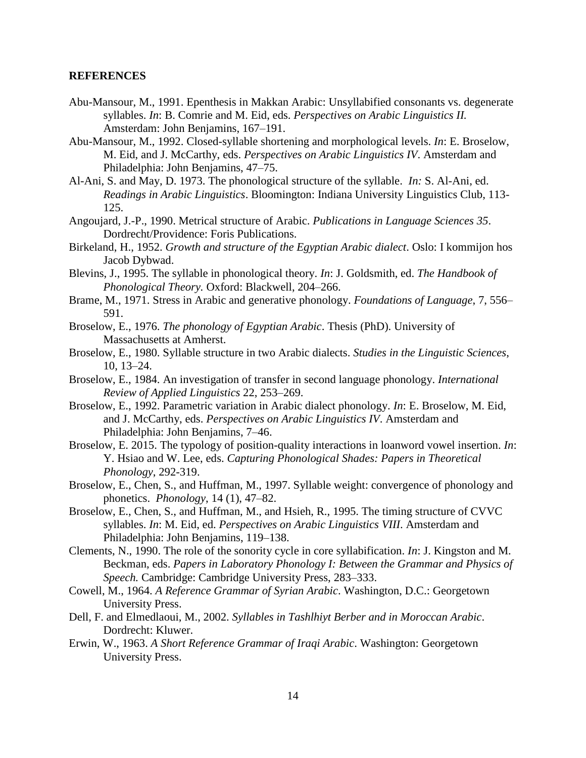## REFERENCES

Abu-Mansour, M., 1991. Epenthesis in Makkan Arabic: Unsyllabified consonants vs. degenerate syllables. *In*: B. Comrie and M. Eid, eds. *Perspectives on Arabic Linguistics II.* Amsterdam: John Benjamins, 167–191.

Abu-Mansour, M., 1992. Closed-syllable shortening and morphological levels. *In*: E. Broselow, M. Eid, and J. McCarthy, eds. *Perspectives on Arabic Linguistics IV*. Amsterdam and Philadelphia: John Benjamins, 47–75.

Al-Ani, S. and May, D. 1973. The phonological structure of the syllable. *In:* S. Al-Ani, ed. *Readings in Arabic Linguistics*. Bloomington: Indiana University Linguistics Club, 113-125.

Angoujard, J.-P., 1990. Metrical structure of Arabic. *Publications in Language Sciences 35*. Dordrecht/Providence: Foris Publications.

Birkeland, H., 1952. *Growth and structure of the Egyptian Arabic dialect*. Oslo: I kommijon hos Jacob Dybwad.

Blevins, J., 1995. The syllable in phonological theory. *In*: J. Goldsmith, ed. *The Handbook of Phonological Theory.* Oxford: Blackwell, 204–266.

Brame, M., 1971. Stress in Arabic and generative phonology. *Foundations of Language*, 7, 556–591.

Broselow, E., 1976. *The phonology of Egyptian Arabic*. Thesis (PhD). University of Massachusetts at Amherst.

Broselow, E., 1980. Syllable structure in two Arabic dialects. *Studies in the Linguistic Sciences*, 10, 13–24.

Broselow, E., 1984. An investigation of transfer in second language phonology. *International Review of Applied Linguistics* 22, 253–269.

Broselow, E., 1992. Parametric variation in Arabic dialect phonology. *In*: E. Broselow, M. Eid, and J. McCarthy, eds. *Perspectives on Arabic Linguistics IV*. Amsterdam and Philadelphia: John Benjamins, 7–46.

Broselow, E. 2015. The typology of position-quality interactions in loanword vowel insertion. *In*: Y. Hsiao and W. Lee, eds. *Capturing Phonological Shades: Papers in Theoretical Phonology*, 292-319.

Broselow, E., Chen, S., and Huffman, M., 1997. Syllable weight: convergence of phonology and phonetics. *Phonology*, 14 (1), 47–82.

Broselow, E., Chen, S., and Huffman, M., and Hsieh, R., 1995. The timing structure of CVVC syllables. *In*: M. Eid, ed. *Perspectives on Arabic Linguistics VIII*. Amsterdam and Philadelphia: John Benjamins, 119–138.

Clements, N., 1990. The role of the sonority cycle in core syllabification. *In*: J. Kingston and M. Beckman, eds. *Papers in Laboratory Phonology I: Between the Grammar and Physics of Speech.* Cambridge: Cambridge University Press, 283–333.

Cowell, M., 1964. *A Reference Grammar of Syrian Arabic*. Washington, D.C.: Georgetown University Press.

Dell, F. and Elmedlaoui, M., 2002. *Syllables in Tashlhiyt Berber and in Moroccan Arabic*. Dordrecht: Kluwer.

Erwin, W., 1963. *A Short Reference Grammar of Iraqi Arabic*. Washington: Georgetown University Press.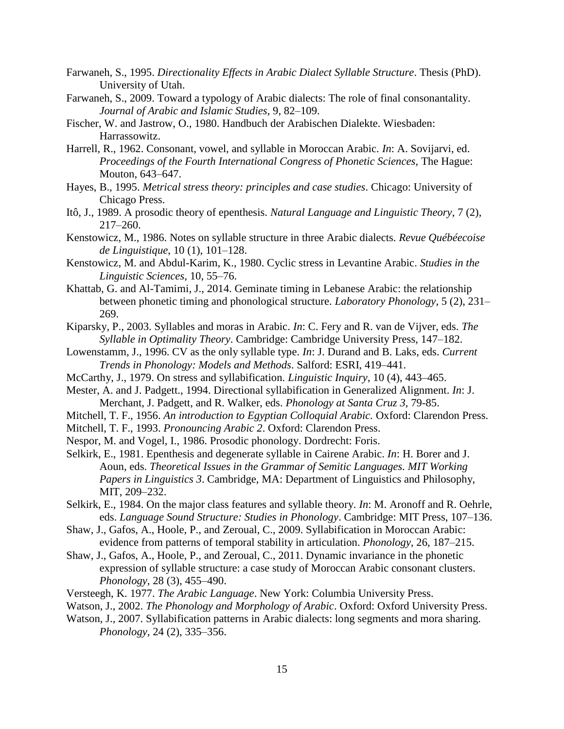Farwaneh, S., 1995. *Directionality Effects in Arabic Dialect Syllable Structure*. Thesis (PhD). University of Utah.

Farwaneh, S., 2009. Toward a typology of Arabic dialects: The role of final consonantality. *Journal of Arabic and Islamic Studies*, 9, 82–109.

Fischer, W. and Jastrow, O., 1980. Handbuch der Arabischen Dialekte. Wiesbaden: Harrassowitz.

Harrell, R., 1962. Consonant, vowel, and syllable in Moroccan Arabic. *In*: A. Sovijarvi, ed. *Proceedings of the Fourth International Congress of Phonetic Sciences,* The Hague: Mouton, 643–647.

Hayes, B., 1995. *Metrical stress theory: principles and case studies*. Chicago: University of Chicago Press.

Itô, J., 1989. A prosodic theory of epenthesis. *Natural Language and Linguistic Theory*, 7 (2), 217–260.

Kenstowicz, M., 1986. Notes on syllable structure in three Arabic dialects. *Revue Québéecoise de Linguistique*, 10 (1), 101–128.

Kenstowicz, M. and Abdul-Karim, K., 1980. Cyclic stress in Levantine Arabic. *Studies in the Linguistic Sciences*, 10, 55–76.

Khattab, G. and Al-Tamimi, J., 2014. Geminate timing in Lebanese Arabic: the relationship between phonetic timing and phonological structure. *Laboratory Phonology*, 5 (2), 231–269.

Kiparsky, P., 2003. Syllables and moras in Arabic. *In*: C. Fery and R. van de Vijver, eds. *The Syllable in Optimality Theory*. Cambridge: Cambridge University Press, 147–182.

Lowenstamm, J., 1996. CV as the only syllable type. *In*: J. Durand and B. Laks, eds. *Current Trends in Phonology: Models and Methods*. Salford: ESRI, 419–441.

McCarthy, J., 1979. On stress and syllabification. *Linguistic Inquiry*, 10 (4), 443–465.

Mester, A. and J. Padgett., 1994. Directional syllabification in Generalized Alignment. *In*: J. Merchant, J. Padgett, and R. Walker, eds. *Phonology at Santa Cruz 3*, 79-85.

Mitchell, T. F., 1956. *An introduction to Egyptian Colloquial Arabic.* Oxford: Clarendon Press.

Mitchell, T. F., 1993. *Pronouncing Arabic 2*. Oxford: Clarendon Press.

Nespor, M. and Vogel, I., 1986. Prosodic phonology. Dordrecht: Foris.

Selkirk, E., 1981. Epenthesis and degenerate syllable in Cairene Arabic. *In*: H. Borer and J. Aoun, eds. *Theoretical Issues in the Grammar of Semitic Languages. MIT Working Papers in Linguistics 3*. Cambridge, MA: Department of Linguistics and Philosophy, MIT, 209–232.

Selkirk, E., 1984. On the major class features and syllable theory. *In*: M. Aronoff and R. Oehrle, eds. *Language Sound Structure: Studies in Phonology*. Cambridge: MIT Press, 107–136.

Shaw, J., Gafos, A., Hoole, P., and Zeroual, C., 2009. Syllabification in Moroccan Arabic: evidence from patterns of temporal stability in articulation. *Phonology*, 26, 187–215.

Shaw, J., Gafos, A., Hoole, P., and Zeroual, C., 2011. Dynamic invariance in the phonetic expression of syllable structure: a case study of Moroccan Arabic consonant clusters. *Phonology*, 28 (3), 455–490.

Versteegh, K. 1977. *The Arabic Language*. New York: Columbia University Press.

Watson, J., 2002. *The Phonology and Morphology of Arabic*. Oxford: Oxford University Press.

Watson, J., 2007. Syllabification patterns in Arabic dialects: long segments and mora sharing. *Phonology*, 24 (2), 335–356.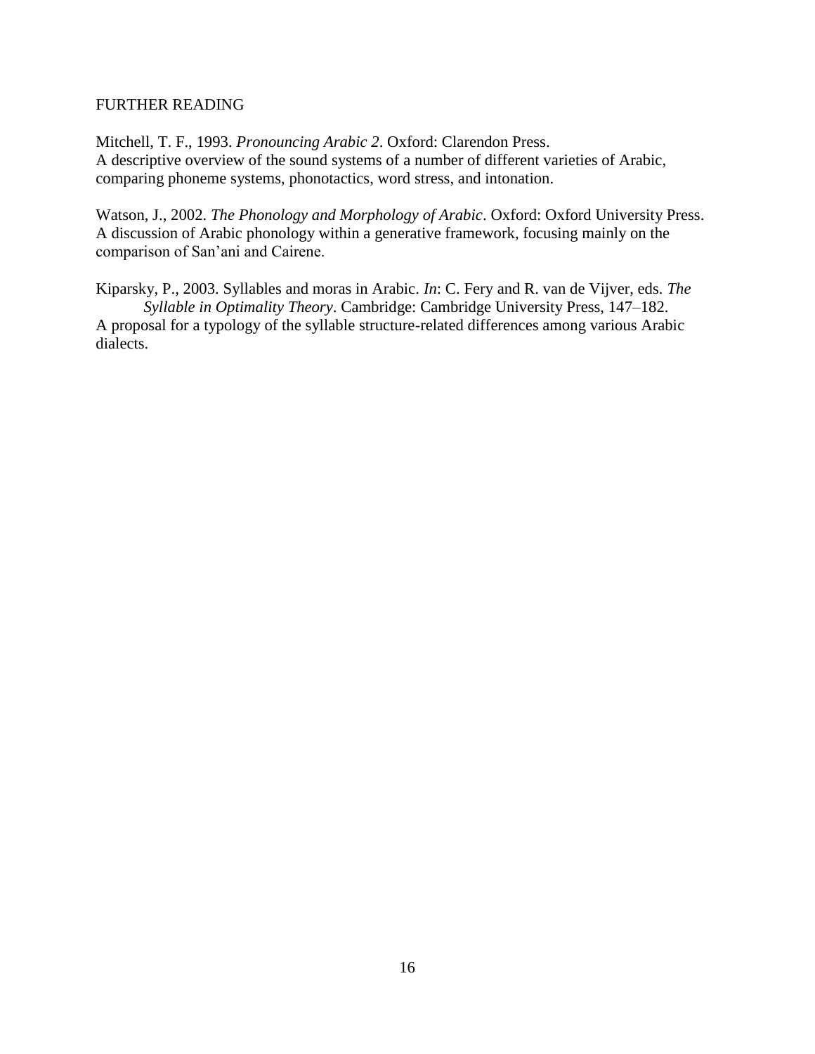## FURTHER READING

Mitchell, T. F., 1993. *Pronouncing Arabic 2*. Oxford: Clarendon Press.
A descriptive overview of the sound systems of a number of different varieties of Arabic, comparing phoneme systems, phonotactics, word stress, and intonation.

Watson, J., 2002. *The Phonology and Morphology of Arabic*. Oxford: Oxford University Press.
A discussion of Arabic phonology within a generative framework, focusing mainly on the comparison of San'ani and Cairene.

Kiparsky, P., 2003. Syllables and moras in Arabic. *In*: C. Fery and R. van de Vijver, eds. *The Syllable in Optimality Theory*. Cambridge: Cambridge University Press, 147–182.
A proposal for a typology of the syllable structure-related differences among various Arabic dialects.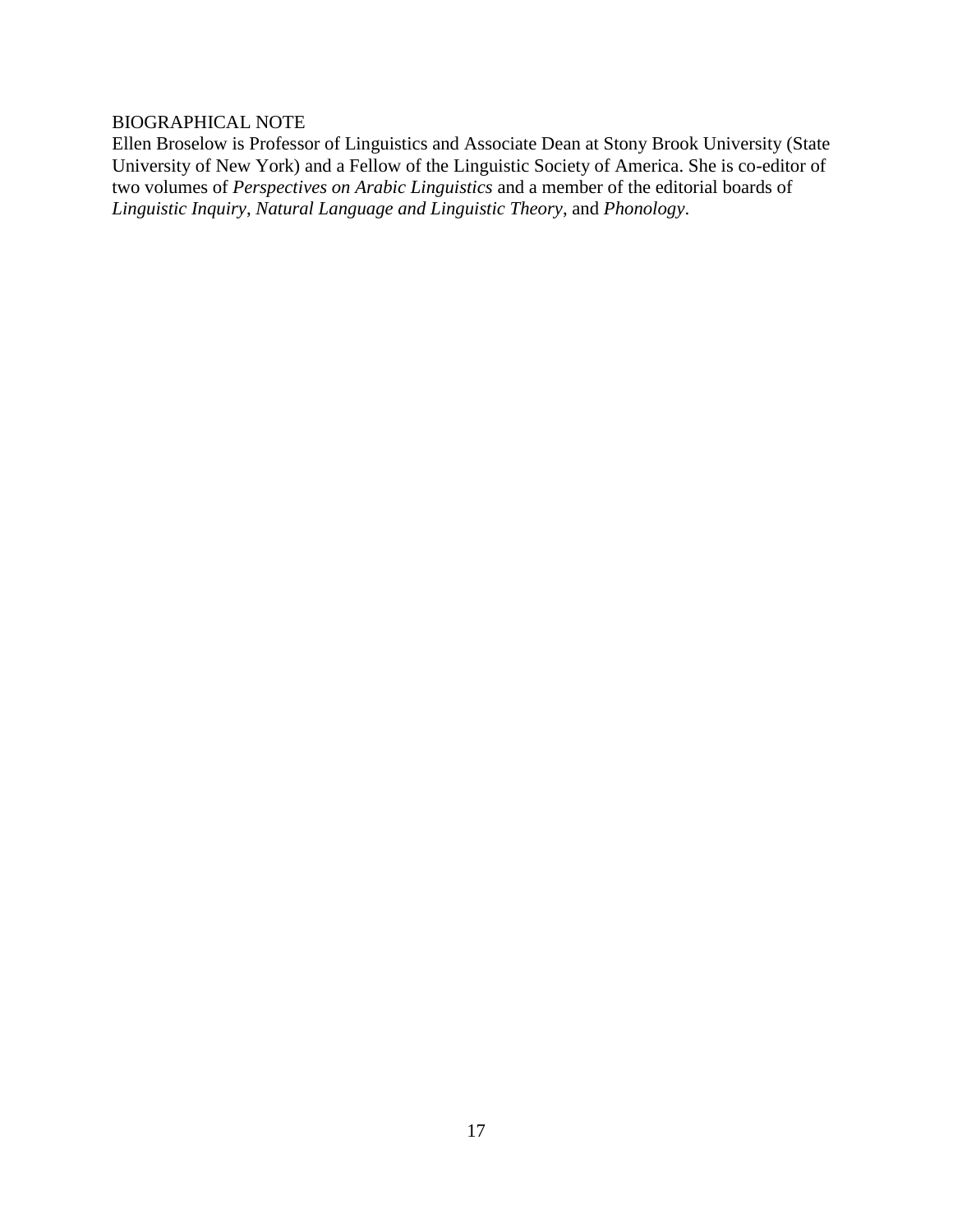## BIOGRAPHICAL NOTE

Ellen Broselow is Professor of Linguistics and Associate Dean at Stony Brook University (State University of New York) and a Fellow of the Linguistic Society of America. She is co-editor of two volumes of *Perspectives on Arabic Linguistics* and a member of the editorial boards of *Linguistic Inquiry*, *Natural Language and Linguistic Theory*, and *Phonology*.